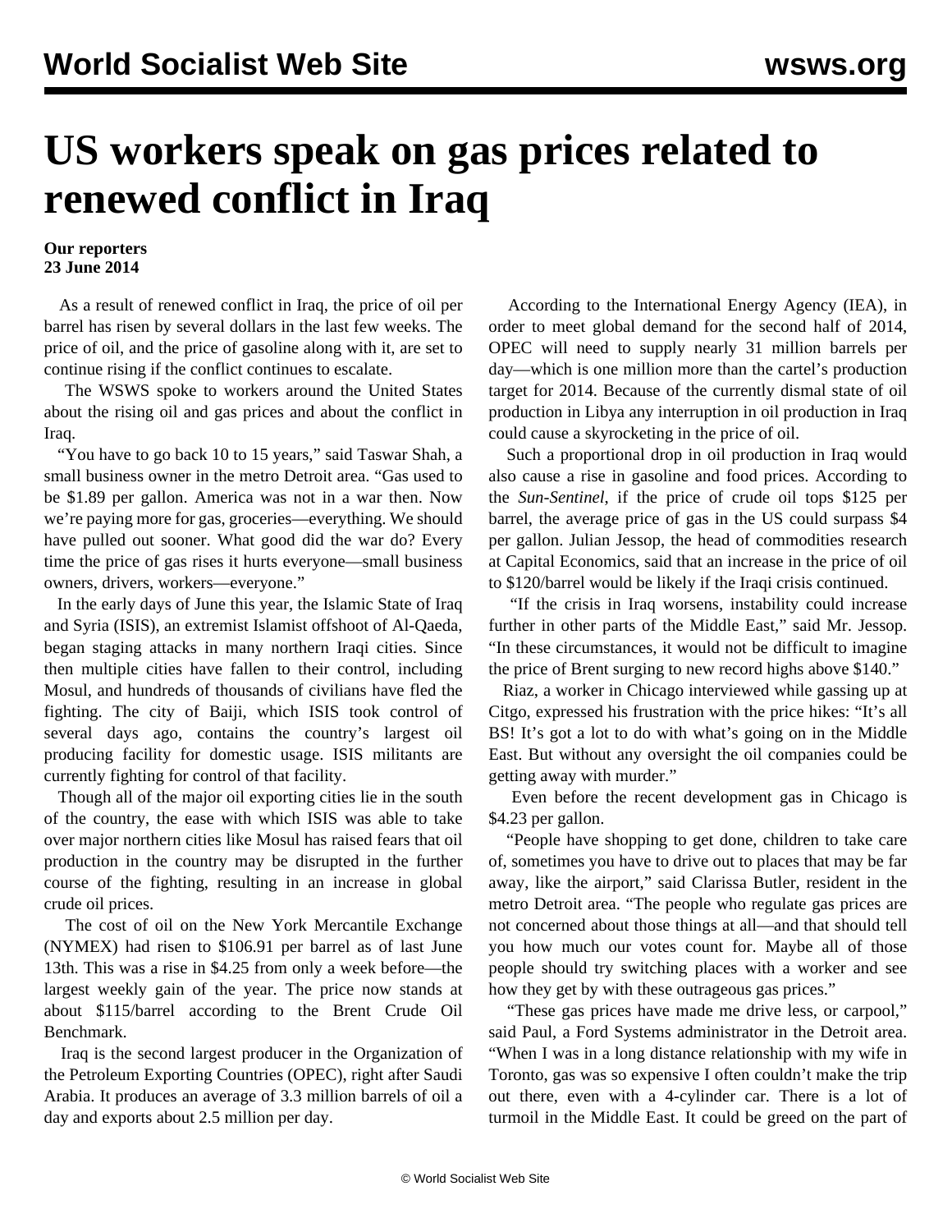# US workers speak on gas prices related to renewed conflict in Iraq

**Our reporters**
**23 June 2014**

As a result of renewed conflict in Iraq, the price of oil per barrel has risen by several dollars in the last few weeks. The price of oil, and the price of gasoline along with it, are set to continue rising if the conflict continues to escalate.

The WSWS spoke to workers around the United States about the rising oil and gas prices and about the conflict in Iraq.

"You have to go back 10 to 15 years," said Taswar Shah, a small business owner in the metro Detroit area. "Gas used to be $1.89 per gallon. America was not in a war then. Now we're paying more for gas, groceries—everything. We should have pulled out sooner. What good did the war do? Every time the price of gas rises it hurts everyone—small business owners, drivers, workers—everyone."

In the early days of June this year, the Islamic State of Iraq and Syria (ISIS), an extremist Islamist offshoot of Al-Qaeda, began staging attacks in many northern Iraqi cities. Since then multiple cities have fallen to their control, including Mosul, and hundreds of thousands of civilians have fled the fighting. The city of Baiji, which ISIS took control of several days ago, contains the country's largest oil producing facility for domestic usage. ISIS militants are currently fighting for control of that facility.

Though all of the major oil exporting cities lie in the south of the country, the ease with which ISIS was able to take over major northern cities like Mosul has raised fears that oil production in the country may be disrupted in the further course of the fighting, resulting in an increase in global crude oil prices.

The cost of oil on the New York Mercantile Exchange (NYMEX) had risen to $106.91 per barrel as of last June 13th. This was a rise in $4.25 from only a week before—the largest weekly gain of the year. The price now stands at about $115/barrel according to the Brent Crude Oil Benchmark.

Iraq is the second largest producer in the Organization of the Petroleum Exporting Countries (OPEC), right after Saudi Arabia. It produces an average of 3.3 million barrels of oil a day and exports about 2.5 million per day.

According to the International Energy Agency (IEA), in order to meet global demand for the second half of 2014, OPEC will need to supply nearly 31 million barrels per day—which is one million more than the cartel's production target for 2014. Because of the currently dismal state of oil production in Libya any interruption in oil production in Iraq could cause a skyrocketing in the price of oil.

Such a proportional drop in oil production in Iraq would also cause a rise in gasoline and food prices. According to the *Sun-Sentinel*, if the price of crude oil tops $125 per barrel, the average price of gas in the US could surpass $4 per gallon. Julian Jessop, the head of commodities research at Capital Economics, said that an increase in the price of oil to $120/barrel would be likely if the Iraqi crisis continued.

"If the crisis in Iraq worsens, instability could increase further in other parts of the Middle East," said Mr. Jessop. "In these circumstances, it would not be difficult to imagine the price of Brent surging to new record highs above $140."

Riaz, a worker in Chicago interviewed while gassing up at Citgo, expressed his frustration with the price hikes: "It's all BS! It's got a lot to do with what's going on in the Middle East. But without any oversight the oil companies could be getting away with murder."

Even before the recent development gas in Chicago is $4.23 per gallon.

"People have shopping to get done, children to take care of, sometimes you have to drive out to places that may be far away, like the airport," said Clarissa Butler, resident in the metro Detroit area. "The people who regulate gas prices are not concerned about those things at all—and that should tell you how much our votes count for. Maybe all of those people should try switching places with a worker and see how they get by with these outrageous gas prices."

"These gas prices have made me drive less, or carpool," said Paul, a Ford Systems administrator in the Detroit area. "When I was in a long distance relationship with my wife in Toronto, gas was so expensive I often couldn't make the trip out there, even with a 4-cylinder car. There is a lot of turmoil in the Middle East. It could be greed on the part of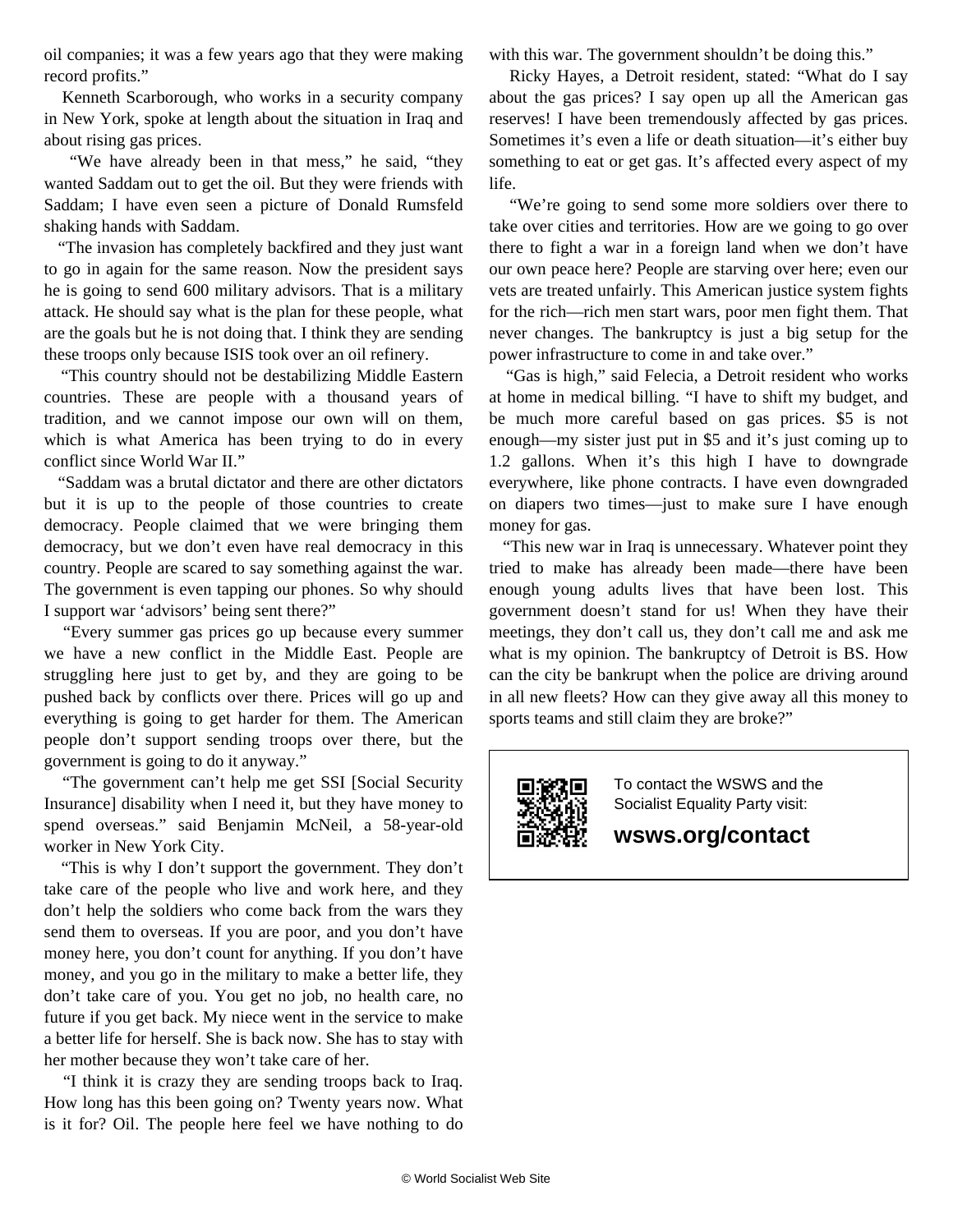oil companies; it was a few years ago that they were making record profits."

Kenneth Scarborough, who works in a security company in New York, spoke at length about the situation in Iraq and about rising gas prices.

"We have already been in that mess," he said, "they wanted Saddam out to get the oil. But they were friends with Saddam; I have even seen a picture of Donald Rumsfeld shaking hands with Saddam.

"The invasion has completely backfired and they just want to go in again for the same reason. Now the president says he is going to send 600 military advisors. That is a military attack. He should say what is the plan for these people, what are the goals but he is not doing that. I think they are sending these troops only because ISIS took over an oil refinery.

"This country should not be destabilizing Middle Eastern countries. These are people with a thousand years of tradition, and we cannot impose our own will on them, which is what America has been trying to do in every conflict since World War II."

"Saddam was a brutal dictator and there are other dictators but it is up to the people of those countries to create democracy. People claimed that we were bringing them democracy, but we don't even have real democracy in this country. People are scared to say something against the war. The government is even tapping our phones. So why should I support war 'advisors' being sent there?"

"Every summer gas prices go up because every summer we have a new conflict in the Middle East. People are struggling here just to get by, and they are going to be pushed back by conflicts over there. Prices will go up and everything is going to get harder for them. The American people don't support sending troops over there, but the government is going to do it anyway."

"The government can't help me get SSI [Social Security Insurance] disability when I need it, but they have money to spend overseas." said Benjamin McNeil, a 58-year-old worker in New York City.

"This is why I don't support the government. They don't take care of the people who live and work here, and they don't help the soldiers who come back from the wars they send them to overseas. If you are poor, and you don't have money here, you don't count for anything. If you don't have money, and you go in the military to make a better life, they don't take care of you. You get no job, no health care, no future if you get back. My niece went in the service to make a better life for herself. She is back now. She has to stay with her mother because they won't take care of her.

"I think it is crazy they are sending troops back to Iraq. How long has this been going on? Twenty years now. What is it for? Oil. The people here feel we have nothing to do with this war. The government shouldn't be doing this."

Ricky Hayes, a Detroit resident, stated: "What do I say about the gas prices? I say open up all the American gas reserves! I have been tremendously affected by gas prices. Sometimes it's even a life or death situation—it's either buy something to eat or get gas. It's affected every aspect of my life.

"We're going to send some more soldiers over there to take over cities and territories. How are we going to go over there to fight a war in a foreign land when we don't have our own peace here? People are starving over here; even our vets are treated unfairly. This American justice system fights for the rich—rich men start wars, poor men fight them. That never changes. The bankruptcy is just a big setup for the power infrastructure to come in and take over."

"Gas is high," said Felecia, a Detroit resident who works at home in medical billing. "I have to shift my budget, and be much more careful based on gas prices. $5 is not enough—my sister just put in $5 and it's just coming up to 1.2 gallons. When it's this high I have to downgrade everywhere, like phone contracts. I have even downgraded on diapers two times—just to make sure I have enough money for gas.

"This new war in Iraq is unnecessary. Whatever point they tried to make has already been made—there have been enough young adults lives that have been lost. This government doesn't stand for us! When they have their meetings, they don't call us, they don't call me and ask me what is my opinion. The bankruptcy of Detroit is BS. How can the city be bankrupt when the police are driving around in all new fleets? How can they give away all this money to sports teams and still claim they are broke?"

To contact the WSWS and the Socialist Equality Party visit:

**wsws.org/contact**